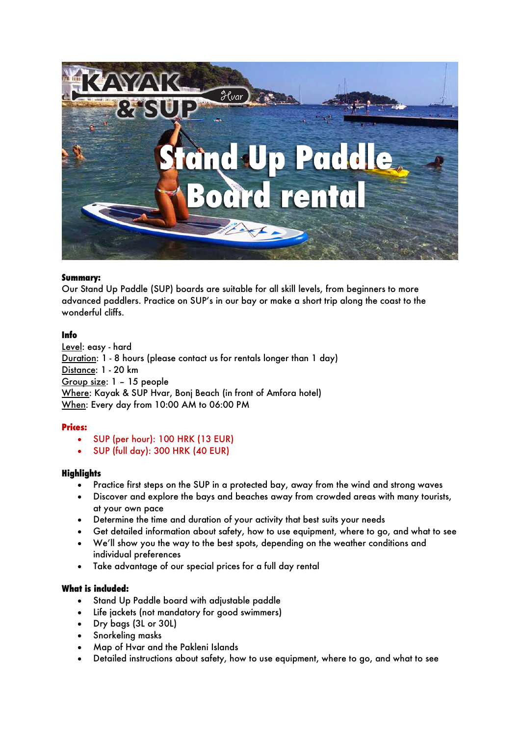**Summary:**
Our Stand Up Paddle (SUP) boards are suitable for all skill levels, from beginners to more advanced paddlers. Practice on SUP's in our bay or make a short trip along the coast to the wonderful cliffs.

**Info**

Level: easy - hard
Duration: 1 - 8 hours (please contact us for rentals longer than 1 day)
Distance: 1 - 20 km
Group size: 1 – 15 people
Where: Kayak & SUP Hvar, Bonj Beach (in front of Amfora hotel)
When: Every day from 10:00 AM to 06:00 PM

**Prices:**

- SUP (per hour): 100 HRK (13 EUR)
- SUP (full day): 300 HRK (40 EUR)

**Highlights**

- Practice first steps on the SUP in a protected bay, away from the wind and strong waves
- Discover and explore the bays and beaches away from crowded areas with many tourists, at your own pace
- Determine the time and duration of your activity that best suits your needs
- Get detailed information about safety, how to use equipment, where to go, and what to see
- We'll show you the way to the best spots, depending on the weather conditions and individual preferences
- Take advantage of our special prices for a full day rental

**What is included:**

- Stand Up Paddle board with adjustable paddle
- Life jackets (not mandatory for good swimmers)
- Dry bags (3L or 30L)
- Snorkeling masks
- Map of Hvar and the Pakleni Islands
- Detailed instructions about safety, how to use equipment, where to go, and what to see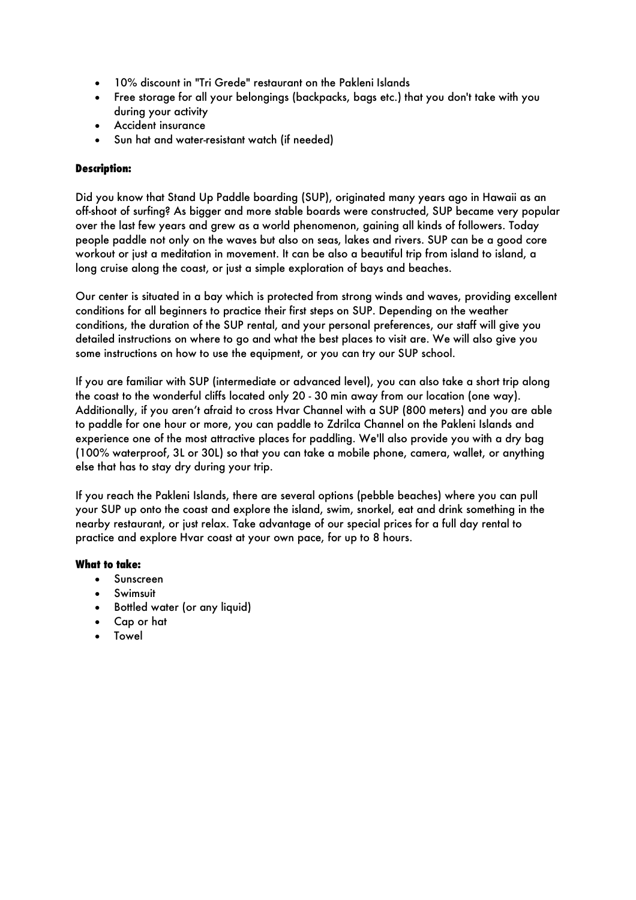- 10% discount in "Tri Grede" restaurant on the Pakleni Islands
- Free storage for all your belongings (backpacks, bags etc.) that you don't take with you during your activity
- Accident insurance
- Sun hat and water-resistant watch (if needed)

**Description:**

Did you know that Stand Up Paddle boarding (SUP), originated many years ago in Hawaii as an off-shoot of surfing? As bigger and more stable boards were constructed, SUP became very popular over the last few years and grew as a world phenomenon, gaining all kinds of followers. Today people paddle not only on the waves but also on seas, lakes and rivers. SUP can be a good core workout or just a meditation in movement. It can be also a beautiful trip from island to island, a long cruise along the coast, or just a simple exploration of bays and beaches.

Our center is situated in a bay which is protected from strong winds and waves, providing excellent conditions for all beginners to practice their first steps on SUP. Depending on the weather conditions, the duration of the SUP rental, and your personal preferences, our staff will give you detailed instructions on where to go and what the best places to visit are. We will also give you some instructions on how to use the equipment, or you can try our SUP school.

If you are familiar with SUP (intermediate or advanced level), you can also take a short trip along the coast to the wonderful cliffs located only 20 - 30 min away from our location (one way). Additionally, if you aren't afraid to cross Hvar Channel with a SUP (800 meters) and you are able to paddle for one hour or more, you can paddle to Zdrilca Channel on the Pakleni Islands and experience one of the most attractive places for paddling. We'll also provide you with a dry bag (100% waterproof, 3L or 30L) so that you can take a mobile phone, camera, wallet, or anything else that has to stay dry during your trip.

If you reach the Pakleni Islands, there are several options (pebble beaches) where you can pull your SUP up onto the coast and explore the island, swim, snorkel, eat and drink something in the nearby restaurant, or just relax. Take advantage of our special prices for a full day rental to practice and explore Hvar coast at your own pace, for up to 8 hours.

**What to take:**

- Sunscreen
- Swimsuit
- Bottled water (or any liquid)
- Cap or hat
- Towel